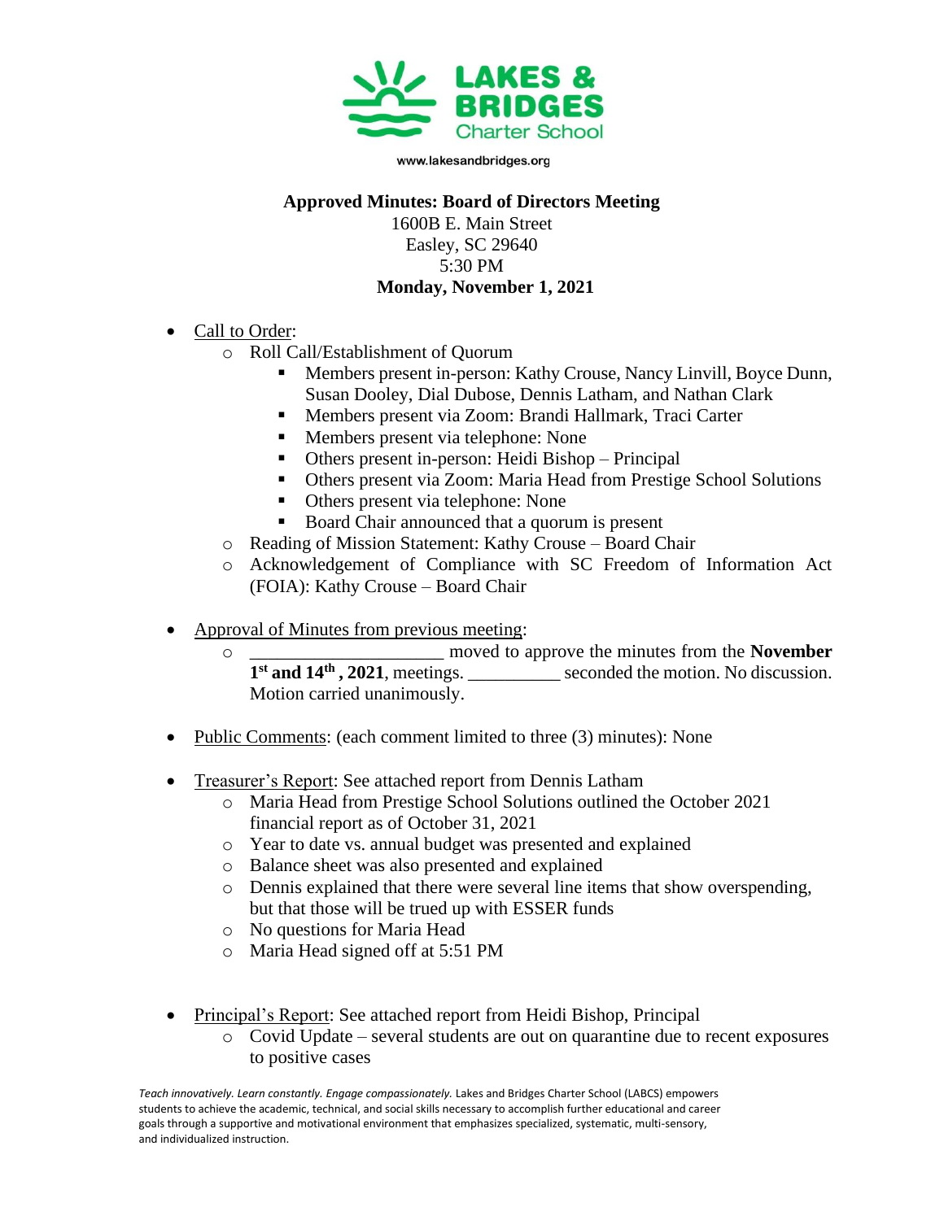LAKES & BRIDGES Charter School

www.lakesandbridges.org

**Approved Minutes: Board of Directors Meeting**
1600B E. Main Street
Easley, SC 29640
5:30 PM
**Monday, November 1, 2021**

- Call to Order:
  - Roll Call/Establishment of Quorum
    - Members present in-person: Kathy Crouse, Nancy Linvill, Boyce Dunn, Susan Dooley, Dial Dubose, Dennis Latham, and Nathan Clark
    - Members present via Zoom: Brandi Hallmark, Traci Carter
    - Members present via telephone: None
    - Others present in-person: Heidi Bishop – Principal
    - Others present via Zoom: Maria Head from Prestige School Solutions
    - Others present via telephone: None
    - Board Chair announced that a quorum is present
  - Reading of Mission Statement: Kathy Crouse – Board Chair
  - Acknowledgement of Compliance with SC Freedom of Information Act (FOIA): Kathy Crouse – Board Chair

- Approval of Minutes from previous meeting:
  - ____________________ moved to approve the minutes from the **November 1st and 14th , 2021**, meetings. __________ seconded the motion. No discussion. Motion carried unanimously.

- Public Comments: (each comment limited to three (3) minutes): None

- Treasurer's Report: See attached report from Dennis Latham
  - Maria Head from Prestige School Solutions outlined the October 2021 financial report as of October 31, 2021
  - Year to date vs. annual budget was presented and explained
  - Balance sheet was also presented and explained
  - Dennis explained that there were several line items that show overspending, but that those will be trued up with ESSER funds
  - No questions for Maria Head
  - Maria Head signed off at 5:51 PM

- Principal's Report: See attached report from Heidi Bishop, Principal
  - Covid Update – several students are out on quarantine due to recent exposures to positive cases

*Teach innovatively. Learn constantly. Engage compassionately.* Lakes and Bridges Charter School (LABCS) empowers students to achieve the academic, technical, and social skills necessary to accomplish further educational and career goals through a supportive and motivational environment that emphasizes specialized, systematic, multi-sensory, and individualized instruction.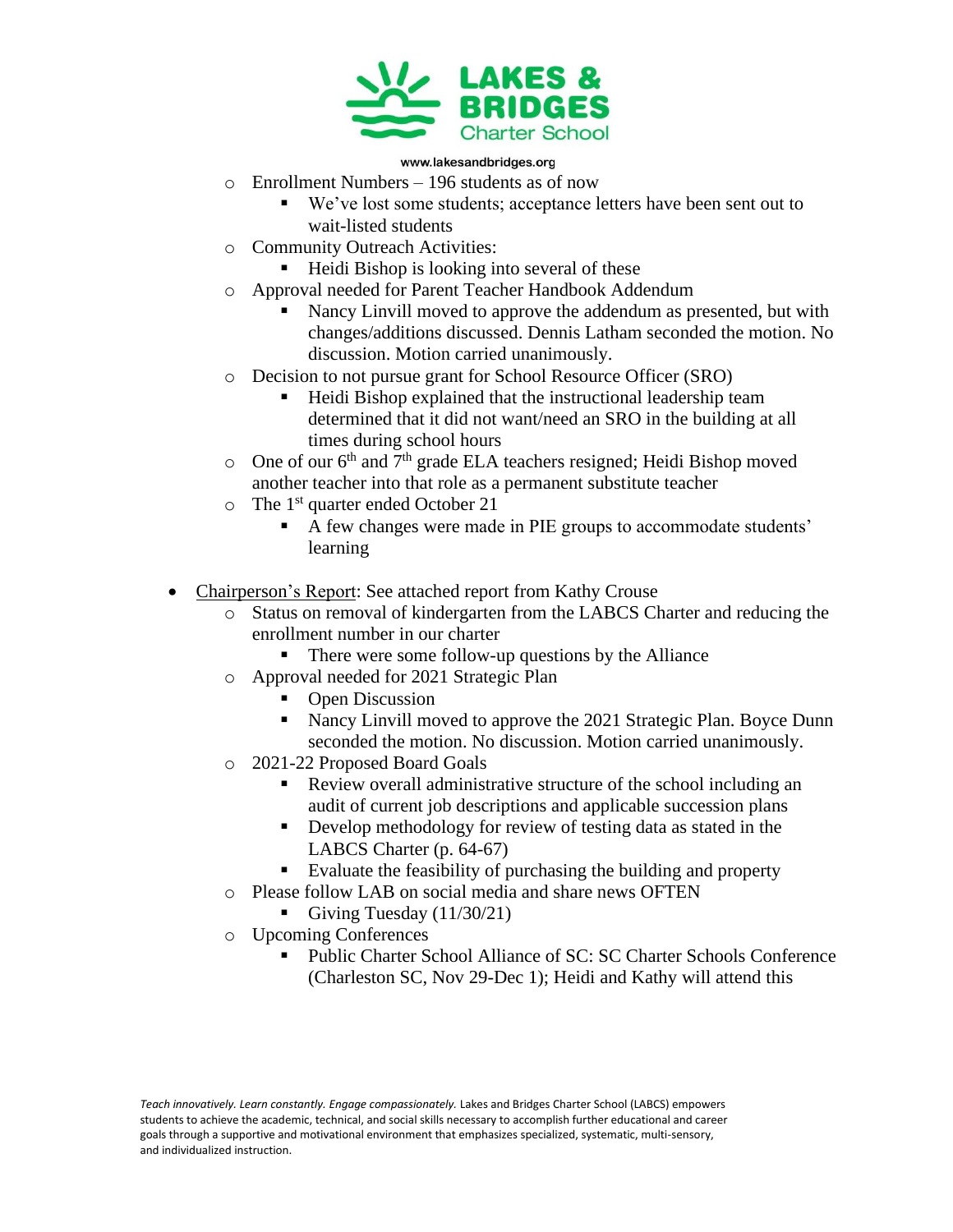- Enrollment Numbers – 196 students as of now
    - We've lost some students; acceptance letters have been sent out to wait-listed students
- Community Outreach Activities:
    - Heidi Bishop is looking into several of these
- Approval needed for Parent Teacher Handbook Addendum
    - Nancy Linvill moved to approve the addendum as presented, but with changes/additions discussed. Dennis Latham seconded the motion. No discussion. Motion carried unanimously.
- Decision to not pursue grant for School Resource Officer (SRO)
    - Heidi Bishop explained that the instructional leadership team determined that it did not want/need an SRO in the building at all times during school hours
- One of our 6th and 7th grade ELA teachers resigned; Heidi Bishop moved another teacher into that role as a permanent substitute teacher
- The 1st quarter ended October 21
    - A few changes were made in PIE groups to accommodate students' learning

- Chairperson's Report: See attached report from Kathy Crouse
    - Status on removal of kindergarten from the LABCS Charter and reducing the enrollment number in our charter
        - There were some follow-up questions by the Alliance
    - Approval needed for 2021 Strategic Plan
        - Open Discussion
        - Nancy Linvill moved to approve the 2021 Strategic Plan. Boyce Dunn seconded the motion. No discussion. Motion carried unanimously.
    - 2021-22 Proposed Board Goals
        - Review overall administrative structure of the school including an audit of current job descriptions and applicable succession plans
        - Develop methodology for review of testing data as stated in the LABCS Charter (p. 64-67)
        - Evaluate the feasibility of purchasing the building and property
    - Please follow LAB on social media and share news OFTEN
        - Giving Tuesday (11/30/21)
    - Upcoming Conferences
        - Public Charter School Alliance of SC: SC Charter Schools Conference (Charleston SC, Nov 29-Dec 1); Heidi and Kathy will attend this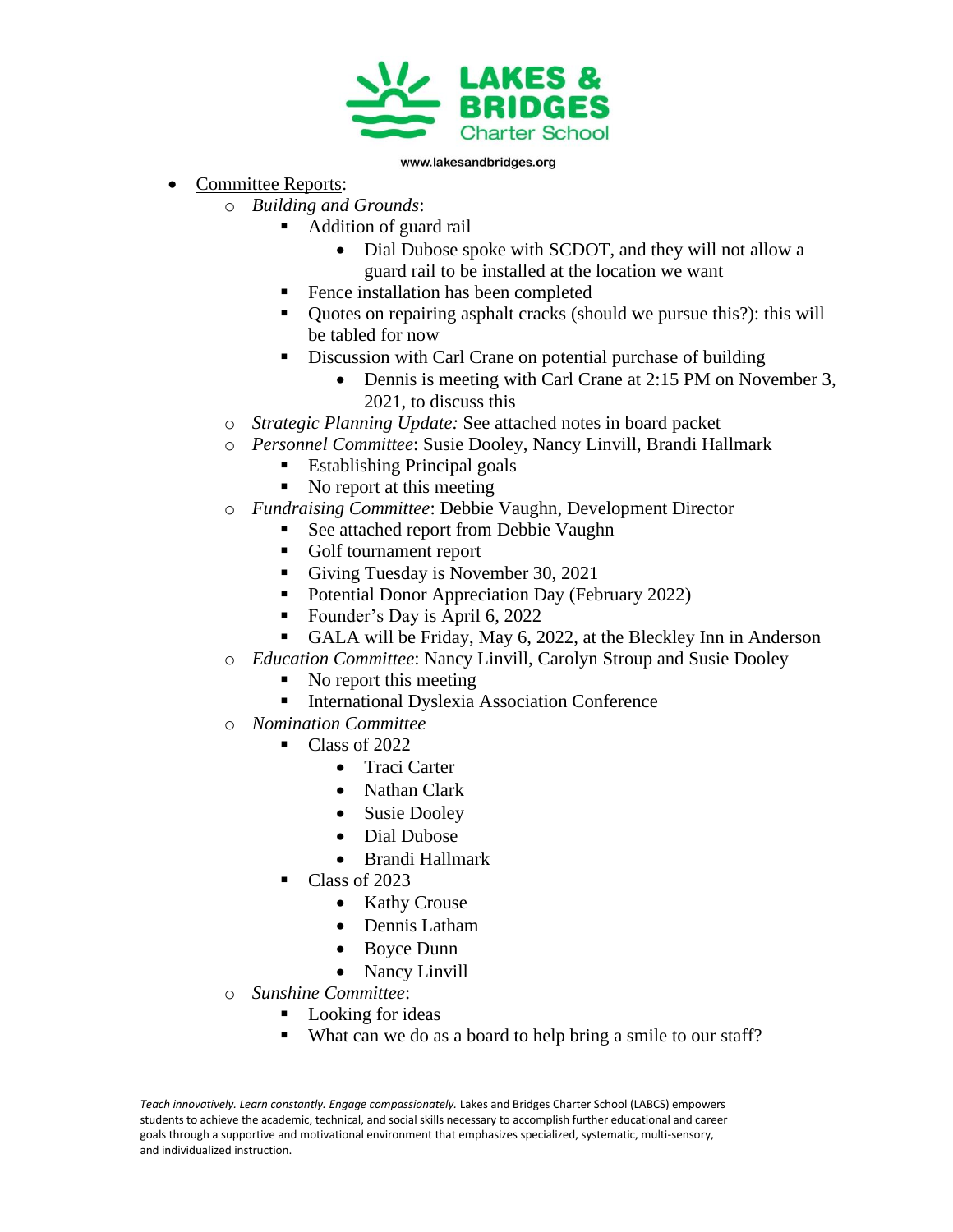- Committee Reports:
    - *Building and Grounds*:
        - Addition of guard rail
            - Dial Dubose spoke with SCDOT, and they will not allow a guard rail to be installed at the location we want
        - Fence installation has been completed
        - Quotes on repairing asphalt cracks (should we pursue this?): this will be tabled for now
        - Discussion with Carl Crane on potential purchase of building
            - Dennis is meeting with Carl Crane at 2:15 PM on November 3, 2021, to discuss this
    - *Strategic Planning Update:* See attached notes in board packet
    - *Personnel Committee*: Susie Dooley, Nancy Linvill, Brandi Hallmark
        - Establishing Principal goals
        - No report at this meeting
    - *Fundraising Committee*: Debbie Vaughn, Development Director
        - See attached report from Debbie Vaughn
        - Golf tournament report
        - Giving Tuesday is November 30, 2021
        - Potential Donor Appreciation Day (February 2022)
        - Founder's Day is April 6, 2022
        - GALA will be Friday, May 6, 2022, at the Bleckley Inn in Anderson
    - *Education Committee*: Nancy Linvill, Carolyn Stroup and Susie Dooley
        - No report this meeting
        - International Dyslexia Association Conference
    - *Nomination Committee*
        - Class of 2022
            - Traci Carter
            - Nathan Clark
            - Susie Dooley
            - Dial Dubose
            - Brandi Hallmark
        - Class of 2023
            - Kathy Crouse
            - Dennis Latham
            - Boyce Dunn
            - Nancy Linvill
    - *Sunshine Committee*:
        - Looking for ideas
        - What can we do as a board to help bring a smile to our staff?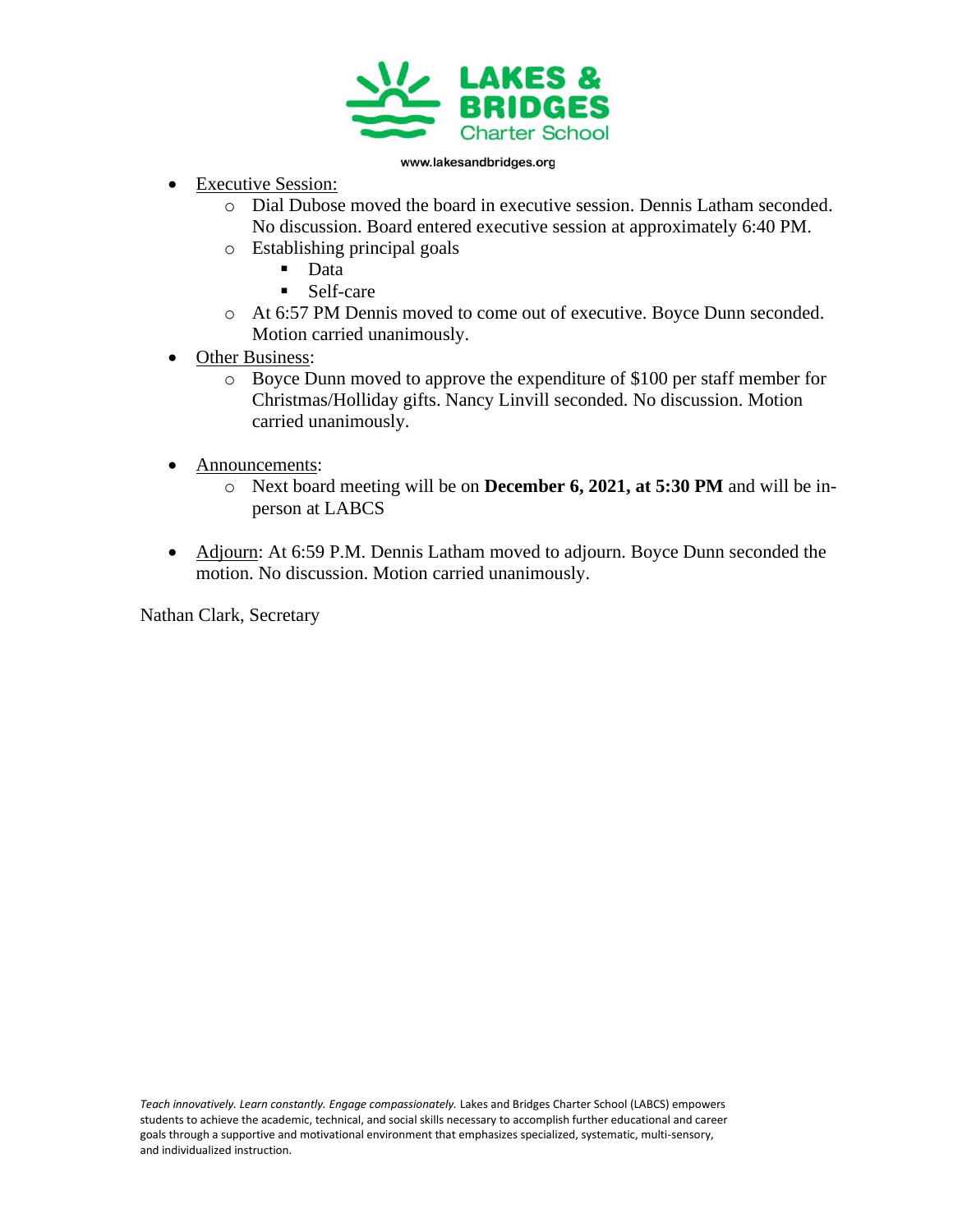- Executive Session:
  - Dial Dubose moved the board in executive session. Dennis Latham seconded. No discussion. Board entered executive session at approximately 6:40 PM.
  - Establishing principal goals
    - Data
    - Self-care
  - At 6:57 PM Dennis moved to come out of executive. Boyce Dunn seconded. Motion carried unanimously.
- Other Business:
  - Boyce Dunn moved to approve the expenditure of $100 per staff member for Christmas/Holliday gifts. Nancy Linvill seconded. No discussion. Motion carried unanimously.

- Announcements:
  - Next board meeting will be on **December 6, 2021, at 5:30 PM** and will be in-person at LABCS

- Adjourn: At 6:59 P.M. Dennis Latham moved to adjourn. Boyce Dunn seconded the motion. No discussion. Motion carried unanimously.

Nathan Clark, Secretary